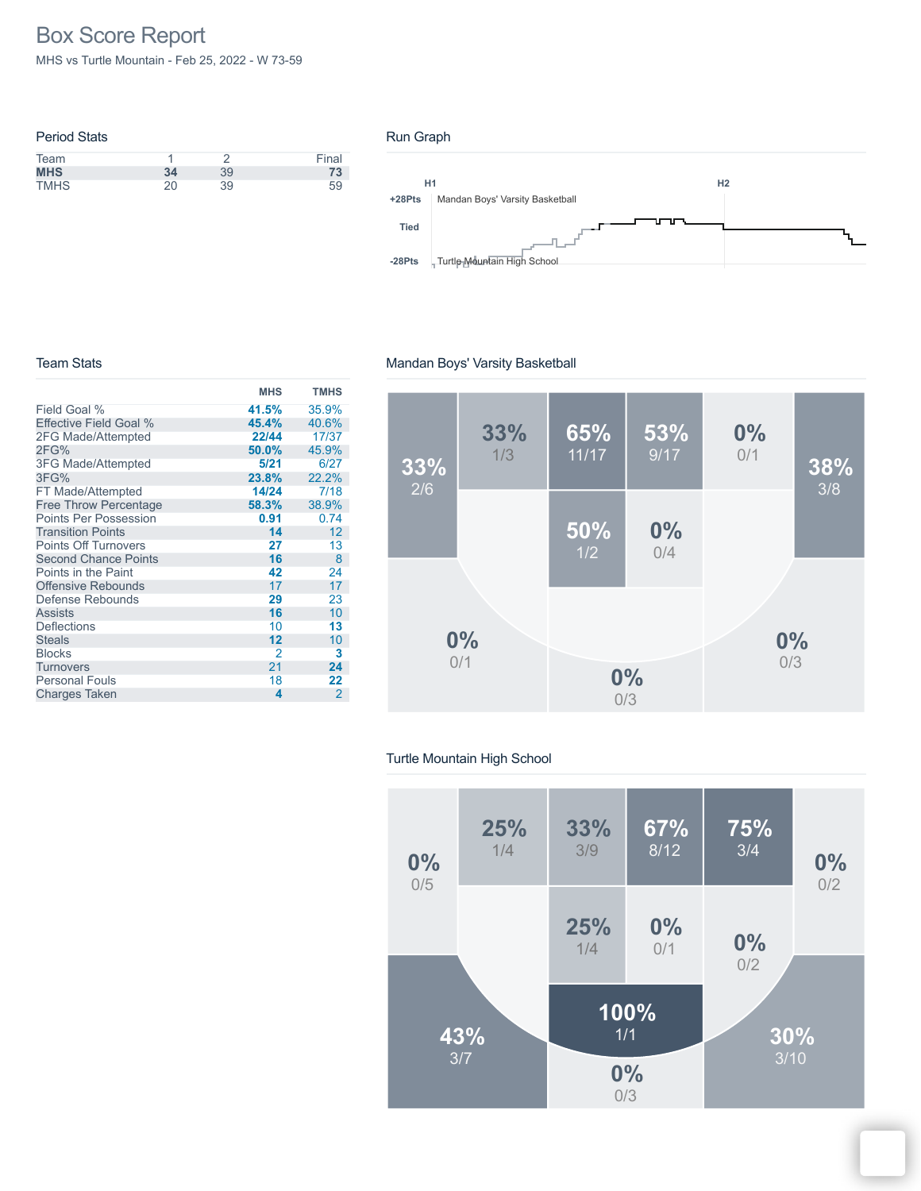# Box Score Report

MHS vs Turtle Mountain - Feb 25, 2022 - W 73-59

## Period Stats

| Team | 1 | 2 | Final |
|---|---|---|---|
| **MHS** | **34** | 39 | **73** |
| TMHS | 20 | 39 | 59 |

## Run Graph

H1 H2

+28Pts Mandan Boys' Varsity Basketball

Tied

-28Pts Turtle Mountain High School

## Team Stats

| | MHS | TMHS |
|---|---|---|
| Field Goal % | **41.5%** | 35.9% |
| Effective Field Goal % | **45.4%** | 40.6% |
| 2FG Made/Attempted | **22/44** | 17/37 |
| 2FG% | **50.0%** | 45.9% |
| 3FG Made/Attempted | **5/21** | 6/27 |
| 3FG% | **23.8%** | 22.2% |
| FT Made/Attempted | **14/24** | 7/18 |
| Free Throw Percentage | **58.3%** | 38.9% |
| Points Per Possession | **0.91** | 0.74 |
| Transition Points | **14** | 12 |
| Points Off Turnovers | **27** | 13 |
| Second Chance Points | **16** | 8 |
| Points in the Paint | **42** | 24 |
| Offensive Rebounds | 17 | 17 |
| Defense Rebounds | **29** | 23 |
| Assists | **16** | 10 |
| Deflections | 10 | **13** |
| Steals | **12** | 10 |
| Blocks | 2 | **3** |
| Turnovers | 21 | **24** |
| Personal Fouls | 18 | **22** |
| Charges Taken | **4** | 2 |

## Mandan Boys' Varsity Basketball

| Zone | % | Made/Att |
|---|---|---|
| Left corner | 33% | 2/6 |
| Left baseline mid | 33% | 1/3 |
| Paint left | 65% | 11/17 |
| Paint right | 53% | 9/17 |
| Right baseline mid | 0% | 0/1 |
| Right corner | 38% | 3/8 |
| Lane left | 50% | 1/2 |
| Lane right | 0% | 0/4 |
| Left wing 3 | 0% | 0/1 |
| Top of key 3 | 0% | 0/3 |
| Right wing 3 | 0% | 0/3 |

## Turtle Mountain High School

| Zone | % | Made/Att |
|---|---|---|
| Left corner | 0% | 0/5 |
| Left baseline mid | 25% | 1/4 |
| Paint left | 33% | 3/9 |
| Paint right | 67% | 8/12 |
| Right baseline mid | 75% | 3/4 |
| Right corner | 0% | 0/2 |
| Lane left | 25% | 1/4 |
| Lane right | 0% | 0/1 |
| Right elbow | 0% | 0/2 |
| Top of key | 100% | 1/1 |
| Left wing 3 | 43% | 3/7 |
| Top of key 3 | 0% | 0/3 |
| Right wing 3 | 30% | 3/10 |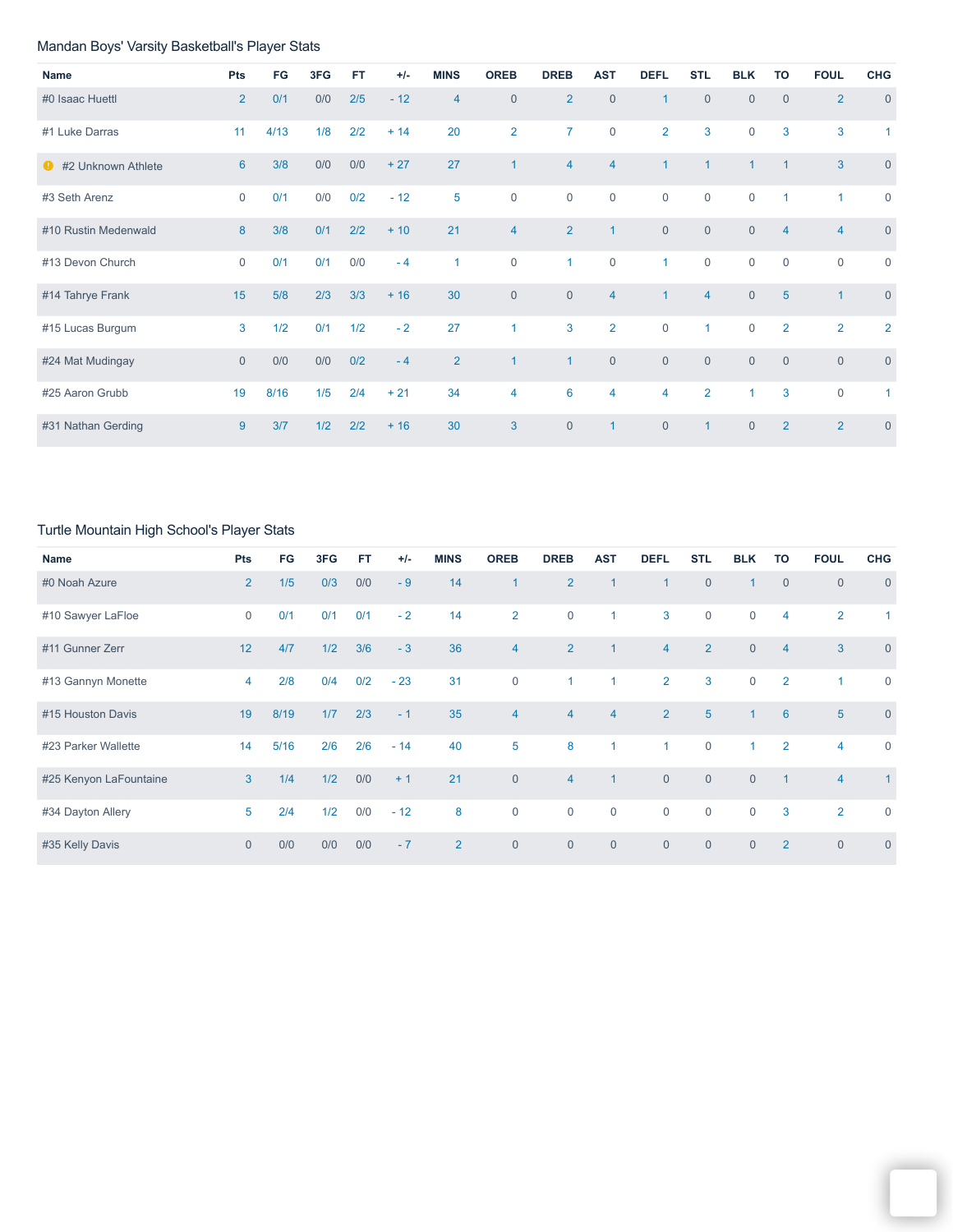Mandan Boys' Varsity Basketball's Player Stats

| Name | Pts | FG | 3FG | FT | +/- | MINS | OREB | DREB | AST | DEFL | STL | BLK | TO | FOUL | CHG |
|---|---|---|---|---|---|---|---|---|---|---|---|---|---|---|---|
| #0 Isaac Huettl | 2 | 0/1 | 0/0 | 2/5 | - 12 | 4 | 0 | 2 | 0 | 1 | 0 | 0 | 0 | 2 | 0 |
| #1 Luke Darras | 11 | 4/13 | 1/8 | 2/2 | + 14 | 20 | 2 | 7 | 0 | 2 | 3 | 0 | 3 | 3 | 1 |
| #2 Unknown Athlete | 6 | 3/8 | 0/0 | 0/0 | + 27 | 27 | 1 | 4 | 4 | 1 | 1 | 1 | 1 | 3 | 0 |
| #3 Seth Arenz | 0 | 0/1 | 0/0 | 0/2 | - 12 | 5 | 0 | 0 | 0 | 0 | 0 | 0 | 1 | 1 | 0 |
| #10 Rustin Medenwald | 8 | 3/8 | 0/1 | 2/2 | + 10 | 21 | 4 | 2 | 1 | 0 | 0 | 0 | 4 | 4 | 0 |
| #13 Devon Church | 0 | 0/1 | 0/1 | 0/0 | - 4 | 1 | 0 | 1 | 0 | 1 | 0 | 0 | 0 | 0 | 0 |
| #14 Tahrye Frank | 15 | 5/8 | 2/3 | 3/3 | + 16 | 30 | 0 | 0 | 4 | 1 | 4 | 0 | 5 | 1 | 0 |
| #15 Lucas Burgum | 3 | 1/2 | 0/1 | 1/2 | - 2 | 27 | 1 | 3 | 2 | 0 | 1 | 0 | 2 | 2 | 2 |
| #24 Mat Mudingay | 0 | 0/0 | 0/0 | 0/2 | - 4 | 2 | 1 | 1 | 0 | 0 | 0 | 0 | 0 | 0 | 0 |
| #25 Aaron Grubb | 19 | 8/16 | 1/5 | 2/4 | + 21 | 34 | 4 | 6 | 4 | 4 | 2 | 1 | 3 | 0 | 1 |
| #31 Nathan Gerding | 9 | 3/7 | 1/2 | 2/2 | + 16 | 30 | 3 | 0 | 1 | 0 | 1 | 0 | 2 | 2 | 0 |

Turtle Mountain High School's Player Stats

| Name | Pts | FG | 3FG | FT | +/- | MINS | OREB | DREB | AST | DEFL | STL | BLK | TO | FOUL | CHG |
|---|---|---|---|---|---|---|---|---|---|---|---|---|---|---|---|
| #0 Noah Azure | 2 | 1/5 | 0/3 | 0/0 | - 9 | 14 | 1 | 2 | 1 | 1 | 0 | 1 | 0 | 0 | 0 |
| #10 Sawyer LaFloe | 0 | 0/1 | 0/1 | 0/1 | - 2 | 14 | 2 | 0 | 1 | 3 | 0 | 0 | 4 | 2 | 1 |
| #11 Gunner Zerr | 12 | 4/7 | 1/2 | 3/6 | - 3 | 36 | 4 | 2 | 1 | 4 | 2 | 0 | 4 | 3 | 0 |
| #13 Gannyn Monette | 4 | 2/8 | 0/4 | 0/2 | - 23 | 31 | 0 | 1 | 1 | 2 | 3 | 0 | 2 | 1 | 0 |
| #15 Houston Davis | 19 | 8/19 | 1/7 | 2/3 | - 1 | 35 | 4 | 4 | 4 | 2 | 5 | 1 | 6 | 5 | 0 |
| #23 Parker Wallette | 14 | 5/16 | 2/6 | 2/6 | - 14 | 40 | 5 | 8 | 1 | 1 | 0 | 1 | 2 | 4 | 0 |
| #25 Kenyon LaFountaine | 3 | 1/4 | 1/2 | 0/0 | + 1 | 21 | 0 | 4 | 1 | 0 | 0 | 0 | 1 | 4 | 1 |
| #34 Dayton Allery | 5 | 2/4 | 1/2 | 0/0 | - 12 | 8 | 0 | 0 | 0 | 0 | 0 | 0 | 3 | 2 | 0 |
| #35 Kelly Davis | 0 | 0/0 | 0/0 | 0/0 | - 7 | 2 | 0 | 0 | 0 | 0 | 0 | 0 | 2 | 0 | 0 |